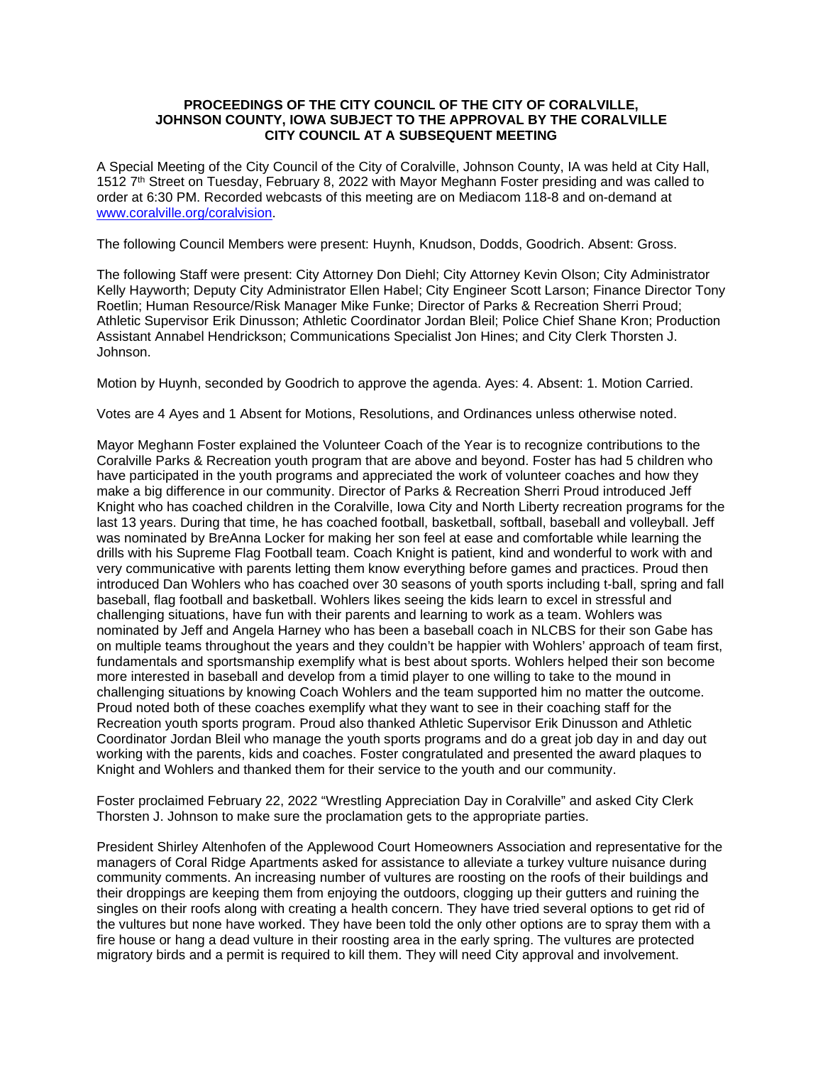**PROCEEDINGS OF THE CITY COUNCIL OF THE CITY OF CORALVILLE, JOHNSON COUNTY, IOWA SUBJECT TO THE APPROVAL BY THE CORALVILLE CITY COUNCIL AT A SUBSEQUENT MEETING**

A Special Meeting of the City Council of the City of Coralville, Johnson County, IA was held at City Hall, 1512 7th Street on Tuesday, February 8, 2022 with Mayor Meghann Foster presiding and was called to order at 6:30 PM. Recorded webcasts of this meeting are on Mediacom 118-8 and on-demand at [www.coralville.org/coralvision](www.coralville.org/coralvision).

The following Council Members were present: Huynh, Knudson, Dodds, Goodrich. Absent: Gross.

The following Staff were present: City Attorney Don Diehl; City Attorney Kevin Olson; City Administrator Kelly Hayworth; Deputy City Administrator Ellen Habel; City Engineer Scott Larson; Finance Director Tony Roetlin; Human Resource/Risk Manager Mike Funke; Director of Parks & Recreation Sherri Proud; Athletic Supervisor Erik Dinusson; Athletic Coordinator Jordan Bleil; Police Chief Shane Kron; Production Assistant Annabel Hendrickson; Communications Specialist Jon Hines; and City Clerk Thorsten J. Johnson.

Motion by Huynh, seconded by Goodrich to approve the agenda. Ayes: 4. Absent: 1. Motion Carried.

Votes are 4 Ayes and 1 Absent for Motions, Resolutions, and Ordinances unless otherwise noted.

Mayor Meghann Foster explained the Volunteer Coach of the Year is to recognize contributions to the Coralville Parks & Recreation youth program that are above and beyond. Foster has had 5 children who have participated in the youth programs and appreciated the work of volunteer coaches and how they make a big difference in our community. Director of Parks & Recreation Sherri Proud introduced Jeff Knight who has coached children in the Coralville, Iowa City and North Liberty recreation programs for the last 13 years. During that time, he has coached football, basketball, softball, baseball and volleyball. Jeff was nominated by BreAnna Locker for making her son feel at ease and comfortable while learning the drills with his Supreme Flag Football team. Coach Knight is patient, kind and wonderful to work with and very communicative with parents letting them know everything before games and practices. Proud then introduced Dan Wohlers who has coached over 30 seasons of youth sports including t-ball, spring and fall baseball, flag football and basketball. Wohlers likes seeing the kids learn to excel in stressful and challenging situations, have fun with their parents and learning to work as a team. Wohlers was nominated by Jeff and Angela Harney who has been a baseball coach in NLCBS for their son Gabe has on multiple teams throughout the years and they couldn't be happier with Wohlers' approach of team first, fundamentals and sportsmanship exemplify what is best about sports. Wohlers helped their son become more interested in baseball and develop from a timid player to one willing to take to the mound in challenging situations by knowing Coach Wohlers and the team supported him no matter the outcome. Proud noted both of these coaches exemplify what they want to see in their coaching staff for the Recreation youth sports program. Proud also thanked Athletic Supervisor Erik Dinusson and Athletic Coordinator Jordan Bleil who manage the youth sports programs and do a great job day in and day out working with the parents, kids and coaches. Foster congratulated and presented the award plaques to Knight and Wohlers and thanked them for their service to the youth and our community.

Foster proclaimed February 22, 2022 "Wrestling Appreciation Day in Coralville" and asked City Clerk Thorsten J. Johnson to make sure the proclamation gets to the appropriate parties.

President Shirley Altenhofen of the Applewood Court Homeowners Association and representative for the managers of Coral Ridge Apartments asked for assistance to alleviate a turkey vulture nuisance during community comments. An increasing number of vultures are roosting on the roofs of their buildings and their droppings are keeping them from enjoying the outdoors, clogging up their gutters and ruining the singles on their roofs along with creating a health concern. They have tried several options to get rid of the vultures but none have worked. They have been told the only other options are to spray them with a fire house or hang a dead vulture in their roosting area in the early spring. The vultures are protected migratory birds and a permit is required to kill them. They will need City approval and involvement.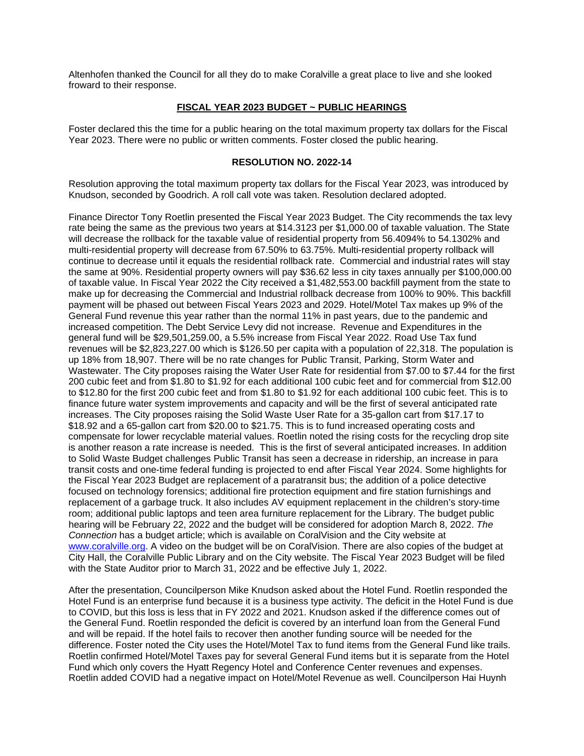Altenhofen thanked the Council for all they do to make Coralville a great place to live and she looked froward to their response.

## FISCAL YEAR 2023 BUDGET ~ PUBLIC HEARINGS

Foster declared this the time for a public hearing on the total maximum property tax dollars for the Fiscal Year 2023. There were no public or written comments. Foster closed the public hearing.

## RESOLUTION NO. 2022-14

Resolution approving the total maximum property tax dollars for the Fiscal Year 2023, was introduced by Knudson, seconded by Goodrich. A roll call vote was taken. Resolution declared adopted.

Finance Director Tony Roetlin presented the Fiscal Year 2023 Budget. The City recommends the tax levy rate being the same as the previous two years at $14.3123 per $1,000.00 of taxable valuation. The State will decrease the rollback for the taxable value of residential property from 56.4094% to 54.1302% and multi-residential property will decrease from 67.50% to 63.75%. Multi-residential property rollback will continue to decrease until it equals the residential rollback rate. Commercial and industrial rates will stay the same at 90%. Residential property owners will pay $36.62 less in city taxes annually per $100,000.00 of taxable value. In Fiscal Year 2022 the City received a $1,482,553.00 backfill payment from the state to make up for decreasing the Commercial and Industrial rollback decrease from 100% to 90%. This backfill payment will be phased out between Fiscal Years 2023 and 2029. Hotel/Motel Tax makes up 9% of the General Fund revenue this year rather than the normal 11% in past years, due to the pandemic and increased competition. The Debt Service Levy did not increase. Revenue and Expenditures in the general fund will be $29,501,259.00, a 5.5% increase from Fiscal Year 2022. Road Use Tax fund revenues will be $2,823,227.00 which is $126.50 per capita with a population of 22,318. The population is up 18% from 18,907. There will be no rate changes for Public Transit, Parking, Storm Water and Wastewater. The City proposes raising the Water User Rate for residential from $7.00 to $7.44 for the first 200 cubic feet and from $1.80 to $1.92 for each additional 100 cubic feet and for commercial from $12.00 to $12.80 for the first 200 cubic feet and from $1.80 to $1.92 for each additional 100 cubic feet. This is to finance future water system improvements and capacity and will be the first of several anticipated rate increases. The City proposes raising the Solid Waste User Rate for a 35-gallon cart from $17.17 to $18.92 and a 65-gallon cart from $20.00 to $21.75. This is to fund increased operating costs and compensate for lower recyclable material values. Roetlin noted the rising costs for the recycling drop site is another reason a rate increase is needed. This is the first of several anticipated increases. In addition to Solid Waste Budget challenges Public Transit has seen a decrease in ridership, an increase in para transit costs and one-time federal funding is projected to end after Fiscal Year 2024. Some highlights for the Fiscal Year 2023 Budget are replacement of a paratransit bus; the addition of a police detective focused on technology forensics; additional fire protection equipment and fire station furnishings and replacement of a garbage truck. It also includes AV equipment replacement in the children's story-time room; additional public laptops and teen area furniture replacement for the Library. The budget public hearing will be February 22, 2022 and the budget will be considered for adoption March 8, 2022. *The Connection* has a budget article; which is available on CoralVision and the City website at www.coralville.org. A video on the budget will be on CoralVision. There are also copies of the budget at City Hall, the Coralville Public Library and on the City website. The Fiscal Year 2023 Budget will be filed with the State Auditor prior to March 31, 2022 and be effective July 1, 2022.

After the presentation, Councilperson Mike Knudson asked about the Hotel Fund. Roetlin responded the Hotel Fund is an enterprise fund because it is a business type activity. The deficit in the Hotel Fund is due to COVID, but this loss is less that in FY 2022 and 2021. Knudson asked if the difference comes out of the General Fund. Roetlin responded the deficit is covered by an interfund loan from the General Fund and will be repaid. If the hotel fails to recover then another funding source will be needed for the difference. Foster noted the City uses the Hotel/Motel Tax to fund items from the General Fund like trails. Roetlin confirmed Hotel/Motel Taxes pay for several General Fund items but it is separate from the Hotel Fund which only covers the Hyatt Regency Hotel and Conference Center revenues and expenses. Roetlin added COVID had a negative impact on Hotel/Motel Revenue as well. Councilperson Hai Huynh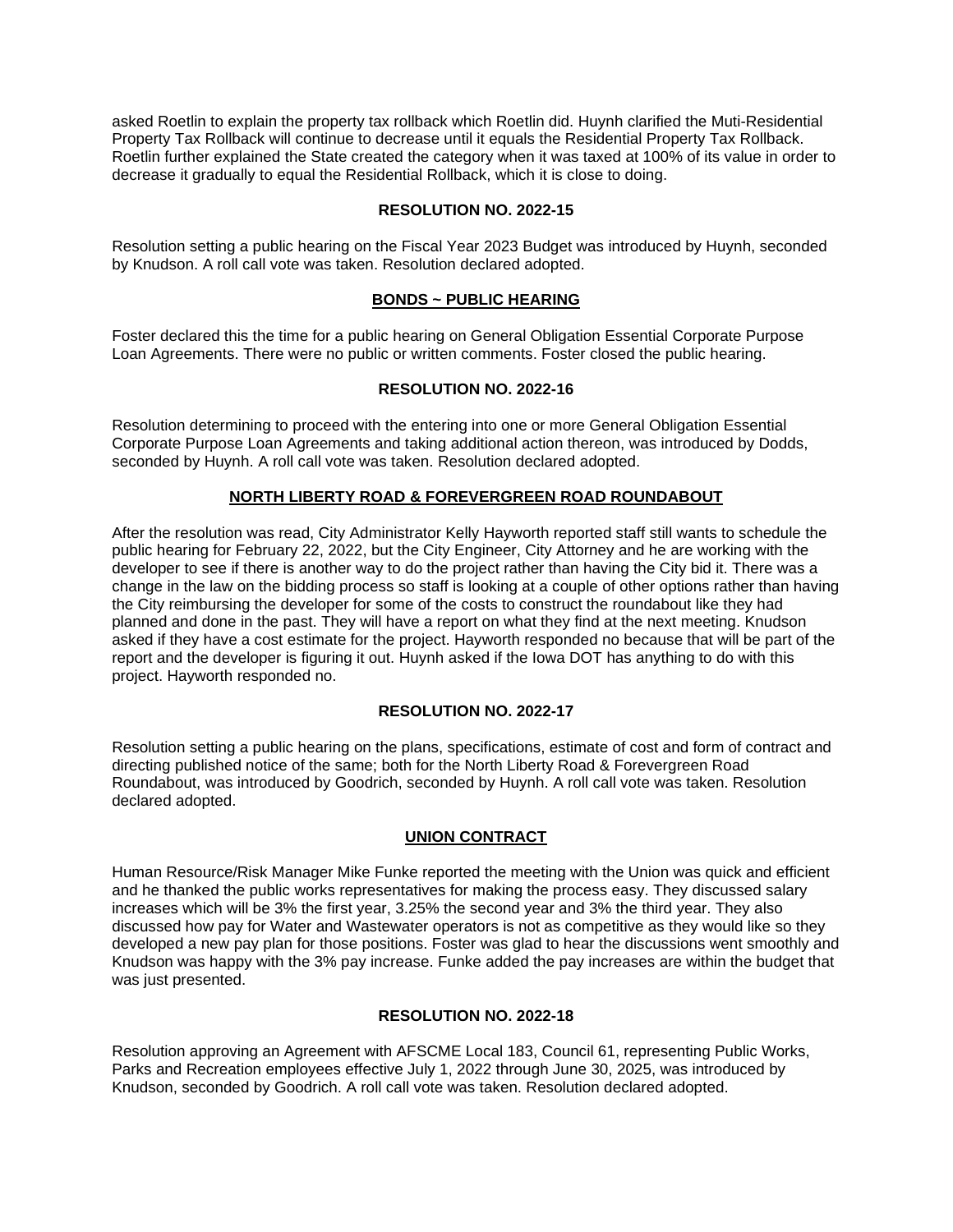asked Roetlin to explain the property tax rollback which Roetlin did. Huynh clarified the Muti-Residential Property Tax Rollback will continue to decrease until it equals the Residential Property Tax Rollback. Roetlin further explained the State created the category when it was taxed at 100% of its value in order to decrease it gradually to equal the Residential Rollback, which it is close to doing.

**RESOLUTION NO. 2022-15**

Resolution setting a public hearing on the Fiscal Year 2023 Budget was introduced by Huynh, seconded by Knudson. A roll call vote was taken. Resolution declared adopted.

**BONDS ~ PUBLIC HEARING**

Foster declared this the time for a public hearing on General Obligation Essential Corporate Purpose Loan Agreements. There were no public or written comments. Foster closed the public hearing.

**RESOLUTION NO. 2022-16**

Resolution determining to proceed with the entering into one or more General Obligation Essential Corporate Purpose Loan Agreements and taking additional action thereon, was introduced by Dodds, seconded by Huynh. A roll call vote was taken. Resolution declared adopted.

**NORTH LIBERTY ROAD & FOREVERGREEN ROAD ROUNDABOUT**

After the resolution was read, City Administrator Kelly Hayworth reported staff still wants to schedule the public hearing for February 22, 2022, but the City Engineer, City Attorney and he are working with the developer to see if there is another way to do the project rather than having the City bid it. There was a change in the law on the bidding process so staff is looking at a couple of other options rather than having the City reimbursing the developer for some of the costs to construct the roundabout like they had planned and done in the past. They will have a report on what they find at the next meeting. Knudson asked if they have a cost estimate for the project. Hayworth responded no because that will be part of the report and the developer is figuring it out. Huynh asked if the Iowa DOT has anything to do with this project. Hayworth responded no.

**RESOLUTION NO. 2022-17**

Resolution setting a public hearing on the plans, specifications, estimate of cost and form of contract and directing published notice of the same; both for the North Liberty Road & Forevergreen Road Roundabout, was introduced by Goodrich, seconded by Huynh. A roll call vote was taken. Resolution declared adopted.

**UNION CONTRACT**

Human Resource/Risk Manager Mike Funke reported the meeting with the Union was quick and efficient and he thanked the public works representatives for making the process easy. They discussed salary increases which will be 3% the first year, 3.25% the second year and 3% the third year. They also discussed how pay for Water and Wastewater operators is not as competitive as they would like so they developed a new pay plan for those positions. Foster was glad to hear the discussions went smoothly and Knudson was happy with the 3% pay increase. Funke added the pay increases are within the budget that was just presented.

**RESOLUTION NO. 2022-18**

Resolution approving an Agreement with AFSCME Local 183, Council 61, representing Public Works, Parks and Recreation employees effective July 1, 2022 through June 30, 2025, was introduced by Knudson, seconded by Goodrich. A roll call vote was taken. Resolution declared adopted.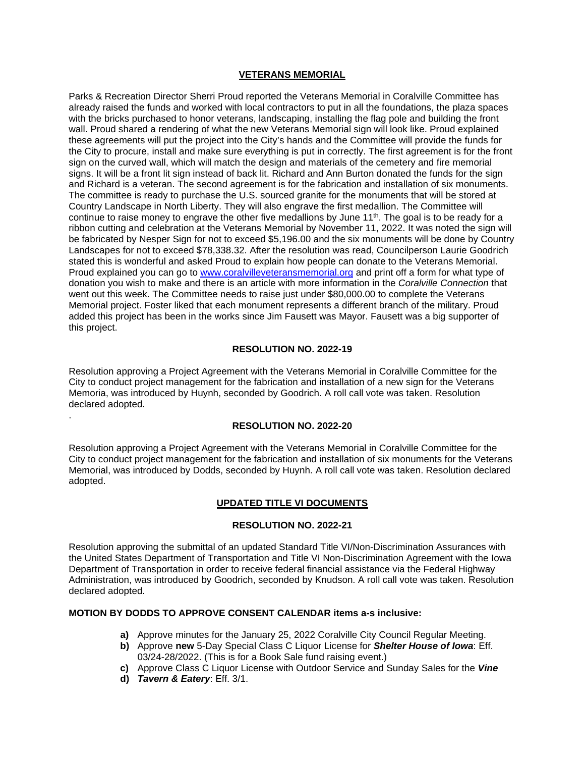## VETERANS MEMORIAL

Parks & Recreation Director Sherri Proud reported the Veterans Memorial in Coralville Committee has already raised the funds and worked with local contractors to put in all the foundations, the plaza spaces with the bricks purchased to honor veterans, landscaping, installing the flag pole and building the front wall. Proud shared a rendering of what the new Veterans Memorial sign will look like. Proud explained these agreements will put the project into the City's hands and the Committee will provide the funds for the City to procure, install and make sure everything is put in correctly. The first agreement is for the front sign on the curved wall, which will match the design and materials of the cemetery and fire memorial signs. It will be a front lit sign instead of back lit. Richard and Ann Burton donated the funds for the sign and Richard is a veteran. The second agreement is for the fabrication and installation of six monuments. The committee is ready to purchase the U.S. sourced granite for the monuments that will be stored at Country Landscape in North Liberty. They will also engrave the first medallion. The Committee will continue to raise money to engrave the other five medallions by June 11th. The goal is to be ready for a ribbon cutting and celebration at the Veterans Memorial by November 11, 2022. It was noted the sign will be fabricated by Nesper Sign for not to exceed $5,196.00 and the six monuments will be done by Country Landscapes for not to exceed $78,338.32. After the resolution was read, Councilperson Laurie Goodrich stated this is wonderful and asked Proud to explain how people can donate to the Veterans Memorial. Proud explained you can go to www.coralvilleveteransmemorial.org and print off a form for what type of donation you wish to make and there is an article with more information in the *Coralville Connection* that went out this week. The Committee needs to raise just under $80,000.00 to complete the Veterans Memorial project. Foster liked that each monument represents a different branch of the military. Proud added this project has been in the works since Jim Fausett was Mayor. Fausett was a big supporter of this project.

### RESOLUTION NO. 2022-19

Resolution approving a Project Agreement with the Veterans Memorial in Coralville Committee for the City to conduct project management for the fabrication and installation of a new sign for the Veterans Memoria, was introduced by Huynh, seconded by Goodrich. A roll call vote was taken. Resolution declared adopted.

.

### RESOLUTION NO. 2022-20

Resolution approving a Project Agreement with the Veterans Memorial in Coralville Committee for the City to conduct project management for the fabrication and installation of six monuments for the Veterans Memorial, was introduced by Dodds, seconded by Huynh. A roll call vote was taken. Resolution declared adopted.

## UPDATED TITLE VI DOCUMENTS

### RESOLUTION NO. 2022-21

Resolution approving the submittal of an updated Standard Title VI/Non-Discrimination Assurances with the United States Department of Transportation and Title VI Non-Discrimination Agreement with the Iowa Department of Transportation in order to receive federal financial assistance via the Federal Highway Administration, was introduced by Goodrich, seconded by Knudson. A roll call vote was taken. Resolution declared adopted.

**MOTION BY DODDS TO APPROVE CONSENT CALENDAR items a-s inclusive:**

- **a)** Approve minutes for the January 25, 2022 Coralville City Council Regular Meeting.
- **b)** Approve **new** 5-Day Special Class C Liquor License for ***Shelter House of Iowa***: Eff. 03/24-28/2022. (This is for a Book Sale fund raising event.)
- **c)** Approve Class C Liquor License with Outdoor Service and Sunday Sales for the ***Vine***
- **d)** ***Tavern & Eatery***: Eff. 3/1.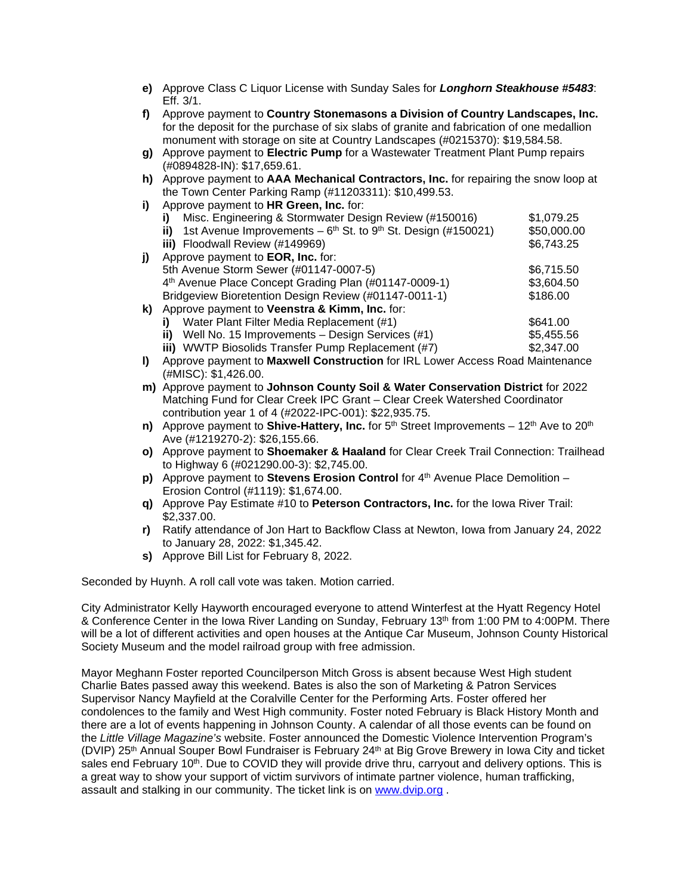**e)** Approve Class C Liquor License with Sunday Sales for ***Longhorn Steakhouse #5483***: Eff. 3/1.

**f)** Approve payment to **Country Stonemasons a Division of Country Landscapes, Inc.** for the deposit for the purchase of six slabs of granite and fabrication of one medallion monument with storage on site at Country Landscapes (#0215370): $19,584.58.

**g)** Approve payment to **Electric Pump** for a Wastewater Treatment Plant Pump repairs (#0894828-IN): $17,659.61.

**h)** Approve payment to **AAA Mechanical Contractors, Inc.** for repairing the snow loop at the Town Center Parking Ramp (#11203311): $10,499.53.

**i)** Approve payment to **HR Green, Inc.** for:

| | |
|---|---|
| **i)** Misc. Engineering & Stormwater Design Review (#150016) | $1,079.25 |
| **ii)** 1st Avenue Improvements – 6th St. to 9th St. Design (#150021) | $50,000.00 |
| **iii)** Floodwall Review (#149969) | $6,743.25 |

**j)** Approve payment to **EOR, Inc.** for:

| | |
|---|---|
| 5th Avenue Storm Sewer (#01147-0007-5) | $6,715.50 |
| 4th Avenue Place Concept Grading Plan (#01147-0009-1) | $3,604.50 |
| Bridgeview Bioretention Design Review (#01147-0011-1) | $186.00 |

**k)** Approve payment to **Veenstra & Kimm, Inc.** for:

| | |
|---|---|
| **i)** Water Plant Filter Media Replacement (#1) | $641.00 |
| **ii)** Well No. 15 Improvements – Design Services (#1) | $5,455.56 |
| **iii)** WWTP Biosolids Transfer Pump Replacement (#7) | $2,347.00 |

**l)** Approve payment to **Maxwell Construction** for IRL Lower Access Road Maintenance (#MISC): $1,426.00.

**m)** Approve payment to **Johnson County Soil & Water Conservation District** for 2022 Matching Fund for Clear Creek IPC Grant – Clear Creek Watershed Coordinator contribution year 1 of 4 (#2022-IPC-001): $22,935.75.

**n)** Approve payment to **Shive-Hattery, Inc.** for 5th Street Improvements – 12th Ave to 20th Ave (#1219270-2): $26,155.66.

**o)** Approve payment to **Shoemaker & Haaland** for Clear Creek Trail Connection: Trailhead to Highway 6 (#021290.00-3): $2,745.00.

**p)** Approve payment to **Stevens Erosion Control** for 4th Avenue Place Demolition – Erosion Control (#1119): $1,674.00.

**q)** Approve Pay Estimate #10 to **Peterson Contractors, Inc.** for the Iowa River Trail: $2,337.00.

**r)** Ratify attendance of Jon Hart to Backflow Class at Newton, Iowa from January 24, 2022 to January 28, 2022: $1,345.42.

**s)** Approve Bill List for February 8, 2022.

Seconded by Huynh. A roll call vote was taken. Motion carried.

City Administrator Kelly Hayworth encouraged everyone to attend Winterfest at the Hyatt Regency Hotel & Conference Center in the Iowa River Landing on Sunday, February 13th from 1:00 PM to 4:00PM. There will be a lot of different activities and open houses at the Antique Car Museum, Johnson County Historical Society Museum and the model railroad group with free admission.

Mayor Meghann Foster reported Councilperson Mitch Gross is absent because West High student Charlie Bates passed away this weekend. Bates is also the son of Marketing & Patron Services Supervisor Nancy Mayfield at the Coralville Center for the Performing Arts. Foster offered her condolences to the family and West High community. Foster noted February is Black History Month and there are a lot of events happening in Johnson County. A calendar of all those events can be found on the *Little Village Magazine's* website. Foster announced the Domestic Violence Intervention Program's (DVIP) 25th Annual Souper Bowl Fundraiser is February 24th at Big Grove Brewery in Iowa City and ticket sales end February 10th. Due to COVID they will provide drive thru, carryout and delivery options. This is a great way to show your support of victim survivors of intimate partner violence, human trafficking, assault and stalking in our community. The ticket link is on [www.dvip.org](www.dvip.org) .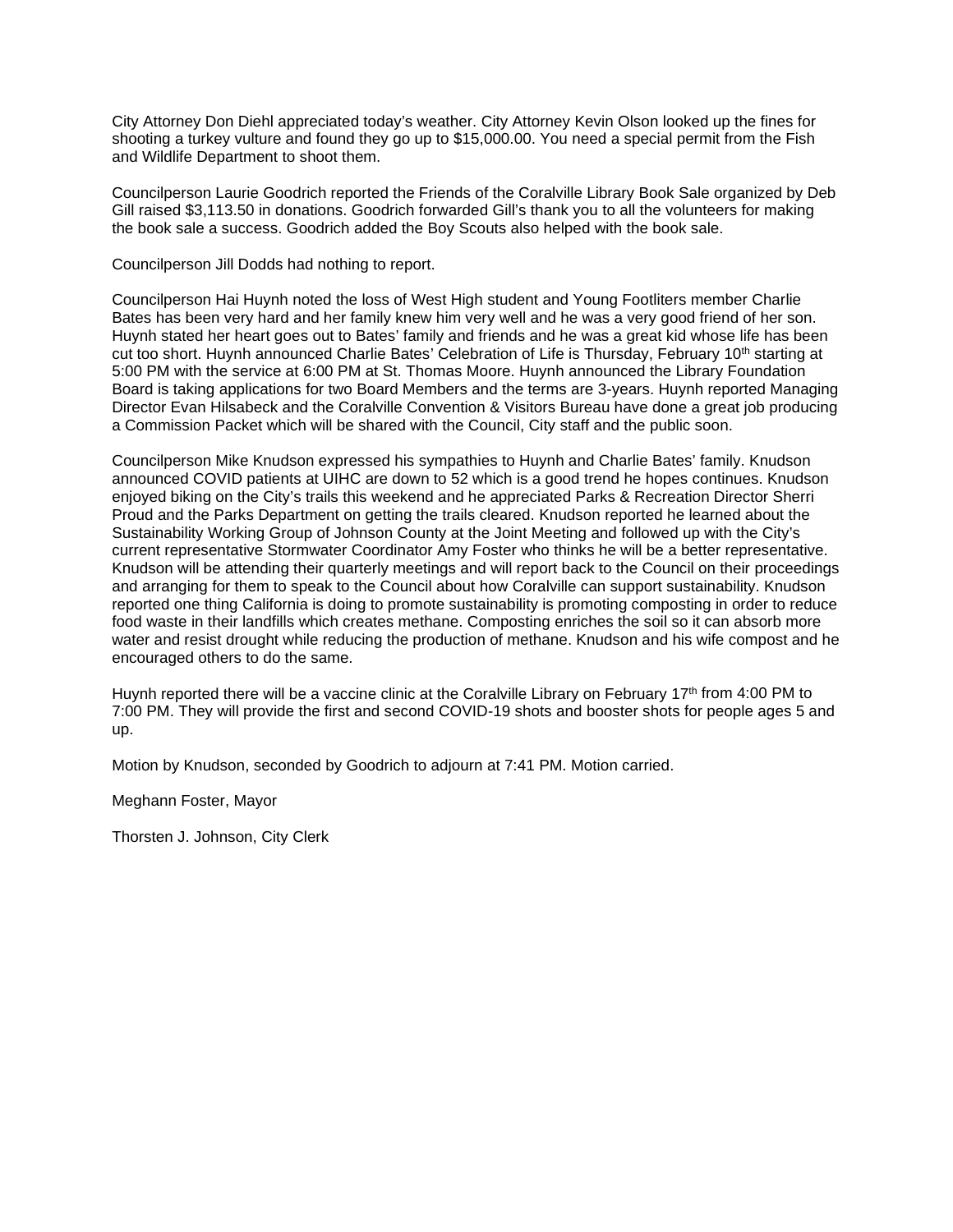City Attorney Don Diehl appreciated today's weather. City Attorney Kevin Olson looked up the fines for shooting a turkey vulture and found they go up to $15,000.00. You need a special permit from the Fish and Wildlife Department to shoot them.

Councilperson Laurie Goodrich reported the Friends of the Coralville Library Book Sale organized by Deb Gill raised $3,113.50 in donations. Goodrich forwarded Gill's thank you to all the volunteers for making the book sale a success. Goodrich added the Boy Scouts also helped with the book sale.

Councilperson Jill Dodds had nothing to report.

Councilperson Hai Huynh noted the loss of West High student and Young Footliters member Charlie Bates has been very hard and her family knew him very well and he was a very good friend of her son. Huynh stated her heart goes out to Bates' family and friends and he was a great kid whose life has been cut too short. Huynh announced Charlie Bates' Celebration of Life is Thursday, February 10th starting at 5:00 PM with the service at 6:00 PM at St. Thomas Moore. Huynh announced the Library Foundation Board is taking applications for two Board Members and the terms are 3-years. Huynh reported Managing Director Evan Hilsabeck and the Coralville Convention & Visitors Bureau have done a great job producing a Commission Packet which will be shared with the Council, City staff and the public soon.

Councilperson Mike Knudson expressed his sympathies to Huynh and Charlie Bates' family. Knudson announced COVID patients at UIHC are down to 52 which is a good trend he hopes continues. Knudson enjoyed biking on the City's trails this weekend and he appreciated Parks & Recreation Director Sherri Proud and the Parks Department on getting the trails cleared. Knudson reported he learned about the Sustainability Working Group of Johnson County at the Joint Meeting and followed up with the City's current representative Stormwater Coordinator Amy Foster who thinks he will be a better representative. Knudson will be attending their quarterly meetings and will report back to the Council on their proceedings and arranging for them to speak to the Council about how Coralville can support sustainability. Knudson reported one thing California is doing to promote sustainability is promoting composting in order to reduce food waste in their landfills which creates methane. Composting enriches the soil so it can absorb more water and resist drought while reducing the production of methane. Knudson and his wife compost and he encouraged others to do the same.

Huynh reported there will be a vaccine clinic at the Coralville Library on February 17th from 4:00 PM to 7:00 PM. They will provide the first and second COVID-19 shots and booster shots for people ages 5 and up.

Motion by Knudson, seconded by Goodrich to adjourn at 7:41 PM. Motion carried.

Meghann Foster, Mayor

Thorsten J. Johnson, City Clerk